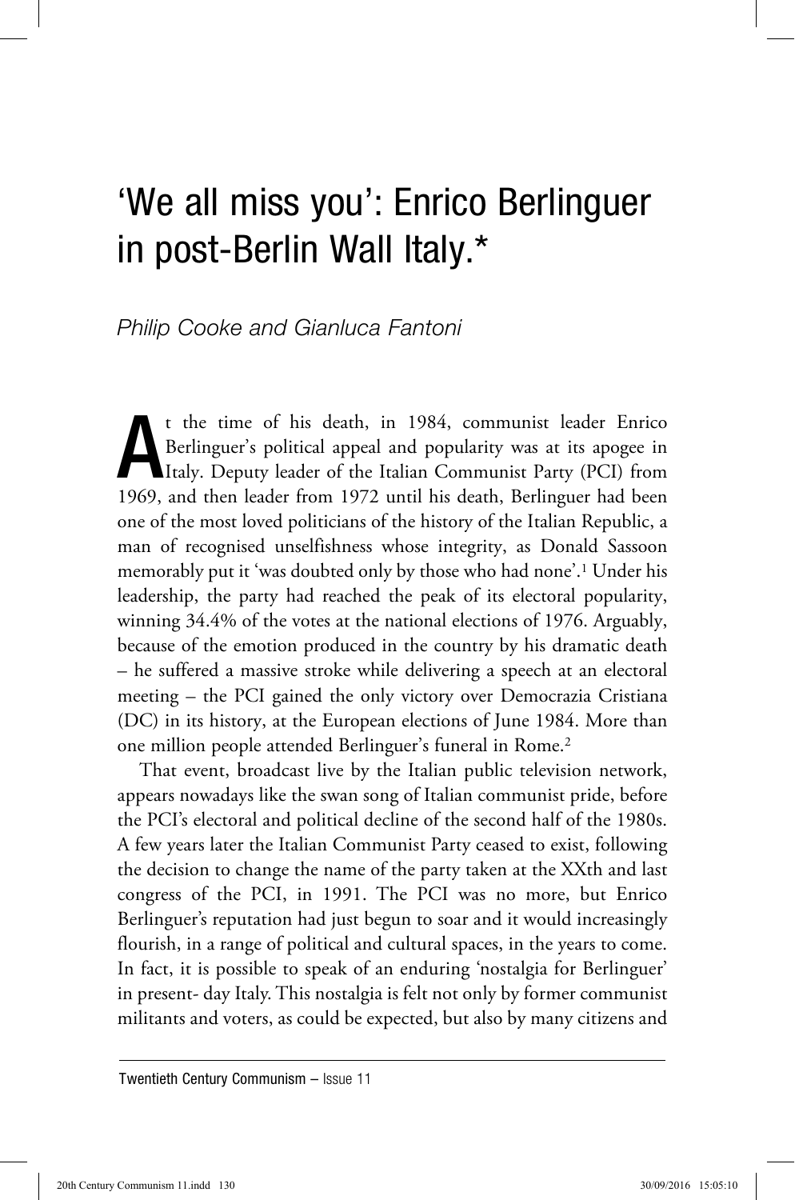# 'We all miss you': Enrico Berlinguer in post-Berlin Wall Italy.*

*Philip Cooke and Gianluca Fantoni*

At the time of his death, in 1984, communist leader Enrico Berlinguer's political appeal and popularity was at its apogee in Italy. Deputy leader of the Italian Communist Party (PCI) from 1969, and then leader from 1972 until his death, Berlinguer had been one of the most loved politicians of the history of the Italian Republic, a man of recognised unselfishness whose integrity, as Donald Sassoon memorably put it 'was doubted only by those who had none'.[1] Under his leadership, the party had reached the peak of its electoral popularity, winning 34.4% of the votes at the national elections of 1976. Arguably, because of the emotion produced in the country by his dramatic death – he suffered a massive stroke while delivering a speech at an electoral meeting – the PCI gained the only victory over Democrazia Cristiana (DC) in its history, at the European elections of June 1984. More than one million people attended Berlinguer's funeral in Rome.[2]

That event, broadcast live by the Italian public television network, appears nowadays like the swan song of Italian communist pride, before the PCI's electoral and political decline of the second half of the 1980s. A few years later the Italian Communist Party ceased to exist, following the decision to change the name of the party taken at the XXth and last congress of the PCI, in 1991. The PCI was no more, but Enrico Berlinguer's reputation had just begun to soar and it would increasingly flourish, in a range of political and cultural spaces, in the years to come. In fact, it is possible to speak of an enduring 'nostalgia for Berlinguer' in present- day Italy. This nostalgia is felt not only by former communist militants and voters, as could be expected, but also by many citizens and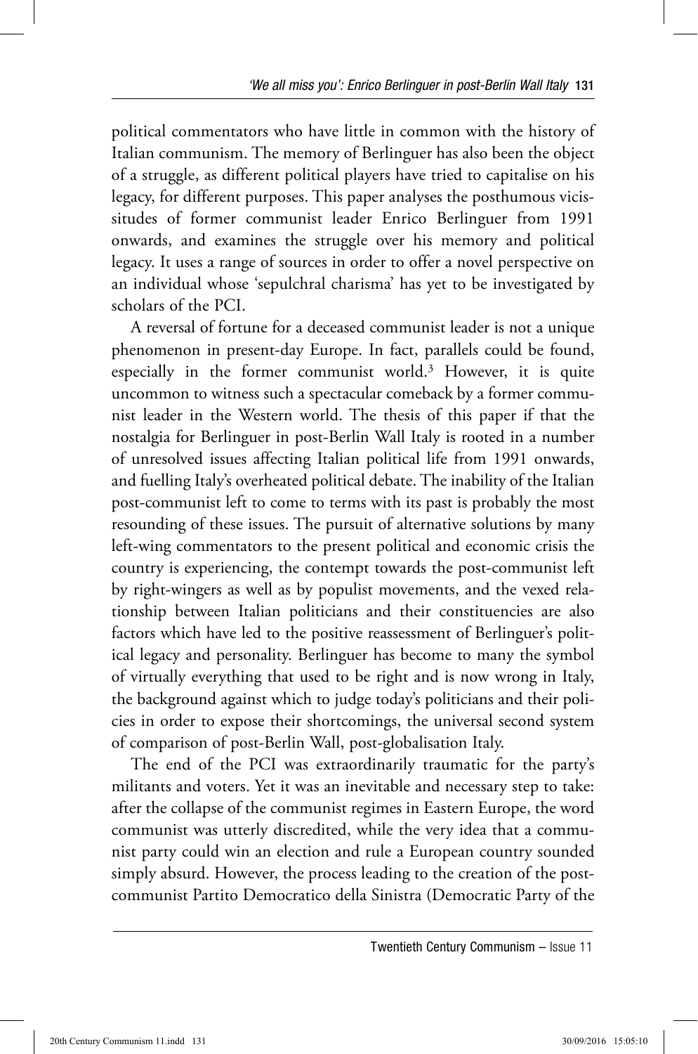political commentators who have little in common with the history of Italian communism. The memory of Berlinguer has also been the object of a struggle, as different political players have tried to capitalise on his legacy, for different purposes. This paper analyses the posthumous vicissitudes of former communist leader Enrico Berlinguer from 1991 onwards, and examines the struggle over his memory and political legacy. It uses a range of sources in order to offer a novel perspective on an individual whose 'sepulchral charisma' has yet to be investigated by scholars of the PCI.

A reversal of fortune for a deceased communist leader is not a unique phenomenon in present-day Europe. In fact, parallels could be found, especially in the former communist world.[3] However, it is quite uncommon to witness such a spectacular comeback by a former communist leader in the Western world. The thesis of this paper if that the nostalgia for Berlinguer in post-Berlin Wall Italy is rooted in a number of unresolved issues affecting Italian political life from 1991 onwards, and fuelling Italy's overheated political debate. The inability of the Italian post-communist left to come to terms with its past is probably the most resounding of these issues. The pursuit of alternative solutions by many left-wing commentators to the present political and economic crisis the country is experiencing, the contempt towards the post-communist left by right-wingers as well as by populist movements, and the vexed relationship between Italian politicians and their constituencies are also factors which have led to the positive reassessment of Berlinguer's political legacy and personality. Berlinguer has become to many the symbol of virtually everything that used to be right and is now wrong in Italy, the background against which to judge today's politicians and their policies in order to expose their shortcomings, the universal second system of comparison of post-Berlin Wall, post-globalisation Italy.

The end of the PCI was extraordinarily traumatic for the party's militants and voters. Yet it was an inevitable and necessary step to take: after the collapse of the communist regimes in Eastern Europe, the word communist was utterly discredited, while the very idea that a communist party could win an election and rule a European country sounded simply absurd. However, the process leading to the creation of the post-communist Partito Democratico della Sinistra (Democratic Party of the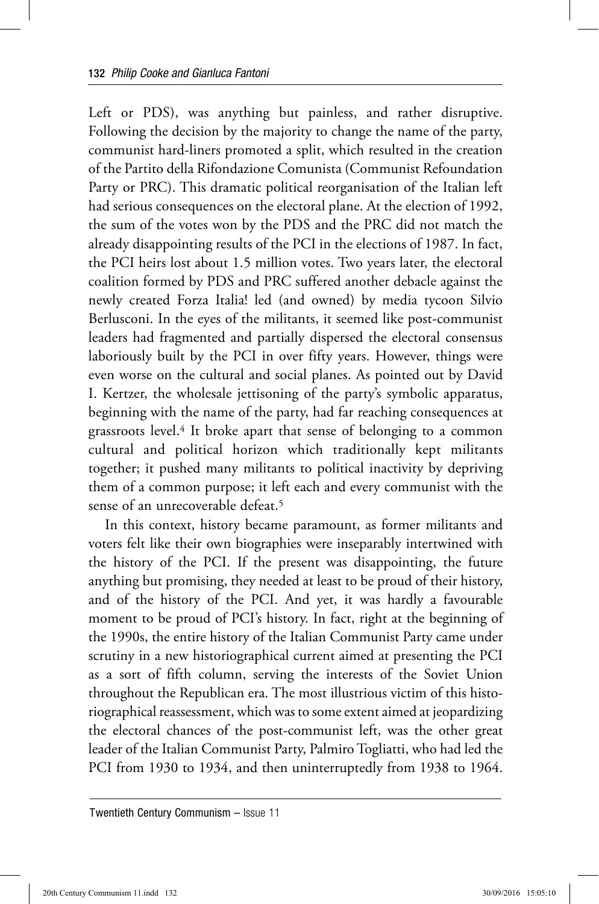Left or PDS), was anything but painless, and rather disruptive. Following the decision by the majority to change the name of the party, communist hard-liners promoted a split, which resulted in the creation of the Partito della Rifondazione Comunista (Communist Refoundation Party or PRC). This dramatic political reorganisation of the Italian left had serious consequences on the electoral plane. At the election of 1992, the sum of the votes won by the PDS and the PRC did not match the already disappointing results of the PCI in the elections of 1987. In fact, the PCI heirs lost about 1.5 million votes. Two years later, the electoral coalition formed by PDS and PRC suffered another debacle against the newly created Forza Italia! led (and owned) by media tycoon Silvio Berlusconi. In the eyes of the militants, it seemed like post-communist leaders had fragmented and partially dispersed the electoral consensus laboriously built by the PCI in over fifty years. However, things were even worse on the cultural and social planes. As pointed out by David I. Kertzer, the wholesale jettisoning of the party's symbolic apparatus, beginning with the name of the party, had far reaching consequences at grassroots level.[4] It broke apart that sense of belonging to a common cultural and political horizon which traditionally kept militants together; it pushed many militants to political inactivity by depriving them of a common purpose; it left each and every communist with the sense of an unrecoverable defeat.[5]

In this context, history became paramount, as former militants and voters felt like their own biographies were inseparably intertwined with the history of the PCI. If the present was disappointing, the future anything but promising, they needed at least to be proud of their history, and of the history of the PCI. And yet, it was hardly a favourable moment to be proud of PCI's history. In fact, right at the beginning of the 1990s, the entire history of the Italian Communist Party came under scrutiny in a new historiographical current aimed at presenting the PCI as a sort of fifth column, serving the interests of the Soviet Union throughout the Republican era. The most illustrious victim of this historiographical reassessment, which was to some extent aimed at jeopardizing the electoral chances of the post-communist left, was the other great leader of the Italian Communist Party, Palmiro Togliatti, who had led the PCI from 1930 to 1934, and then uninterruptedly from 1938 to 1964.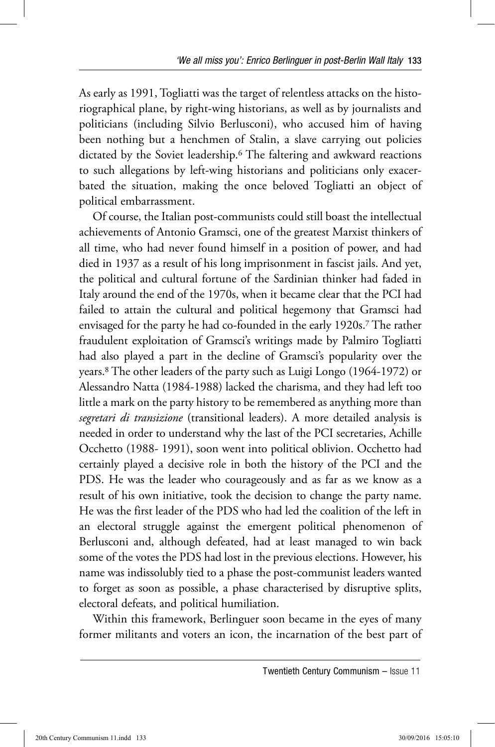As early as 1991, Togliatti was the target of relentless attacks on the historiographical plane, by right-wing historians, as well as by journalists and politicians (including Silvio Berlusconi), who accused him of having been nothing but a henchmen of Stalin, a slave carrying out policies dictated by the Soviet leadership.[6] The faltering and awkward reactions to such allegations by left-wing historians and politicians only exacerbated the situation, making the once beloved Togliatti an object of political embarrassment.

Of course, the Italian post-communists could still boast the intellectual achievements of Antonio Gramsci, one of the greatest Marxist thinkers of all time, who had never found himself in a position of power, and had died in 1937 as a result of his long imprisonment in fascist jails. And yet, the political and cultural fortune of the Sardinian thinker had faded in Italy around the end of the 1970s, when it became clear that the PCI had failed to attain the cultural and political hegemony that Gramsci had envisaged for the party he had co-founded in the early 1920s.[7] The rather fraudulent exploitation of Gramsci's writings made by Palmiro Togliatti had also played a part in the decline of Gramsci's popularity over the years.[8] The other leaders of the party such as Luigi Longo (1964-1972) or Alessandro Natta (1984-1988) lacked the charisma, and they had left too little a mark on the party history to be remembered as anything more than *segretari di transizione* (transitional leaders). A more detailed analysis is needed in order to understand why the last of the PCI secretaries, Achille Occhetto (1988- 1991), soon went into political oblivion. Occhetto had certainly played a decisive role in both the history of the PCI and the PDS. He was the leader who courageously and as far as we know as a result of his own initiative, took the decision to change the party name. He was the first leader of the PDS who had led the coalition of the left in an electoral struggle against the emergent political phenomenon of Berlusconi and, although defeated, had at least managed to win back some of the votes the PDS had lost in the previous elections. However, his name was indissolubly tied to a phase the post-communist leaders wanted to forget as soon as possible, a phase characterised by disruptive splits, electoral defeats, and political humiliation.

Within this framework, Berlinguer soon became in the eyes of many former militants and voters an icon, the incarnation of the best part of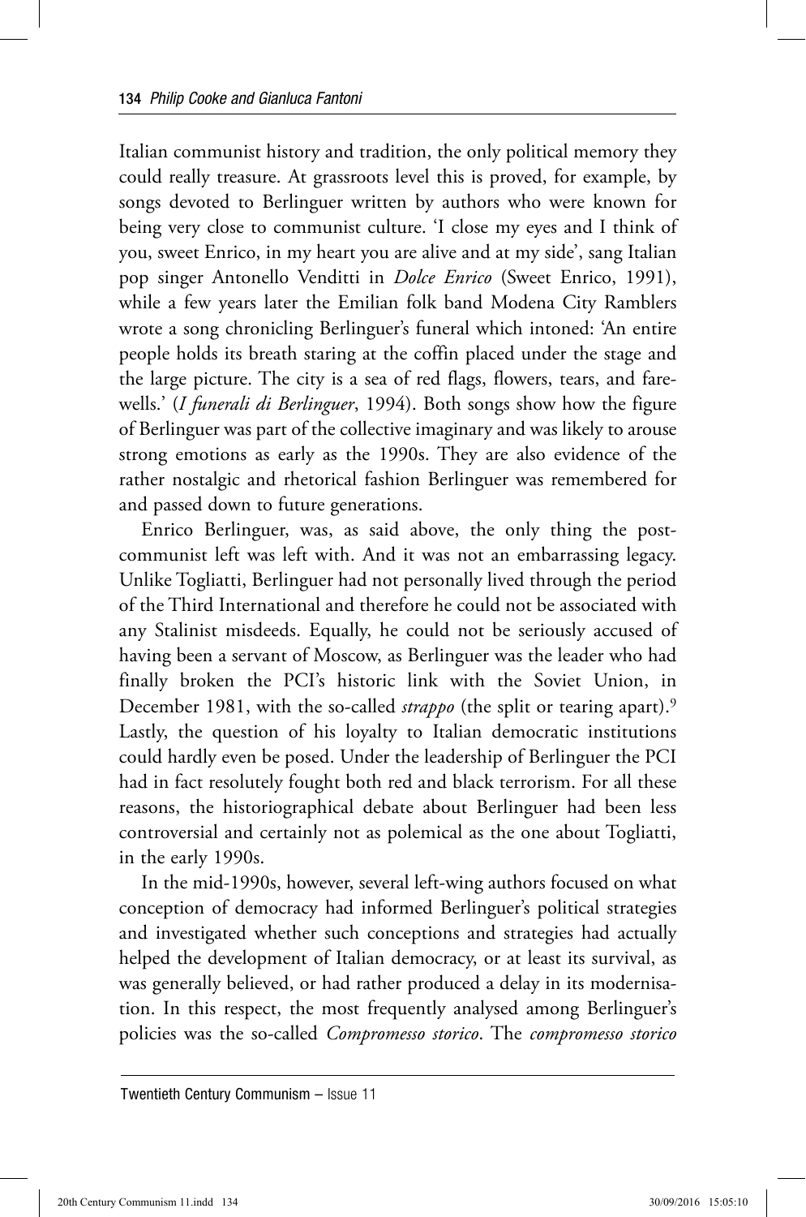Italian communist history and tradition, the only political memory they could really treasure. At grassroots level this is proved, for example, by songs devoted to Berlinguer written by authors who were known for being very close to communist culture. 'I close my eyes and I think of you, sweet Enrico, in my heart you are alive and at my side', sang Italian pop singer Antonello Venditti in *Dolce Enrico* (Sweet Enrico, 1991), while a few years later the Emilian folk band Modena City Ramblers wrote a song chronicling Berlinguer's funeral which intoned: 'An entire people holds its breath staring at the coffin placed under the stage and the large picture. The city is a sea of red flags, flowers, tears, and farewells.' (*I funerali di Berlinguer*, 1994). Both songs show how the figure of Berlinguer was part of the collective imaginary and was likely to arouse strong emotions as early as the 1990s. They are also evidence of the rather nostalgic and rhetorical fashion Berlinguer was remembered for and passed down to future generations.

Enrico Berlinguer, was, as said above, the only thing the post-communist left was left with. And it was not an embarrassing legacy. Unlike Togliatti, Berlinguer had not personally lived through the period of the Third International and therefore he could not be associated with any Stalinist misdeeds. Equally, he could not be seriously accused of having been a servant of Moscow, as Berlinguer was the leader who had finally broken the PCI's historic link with the Soviet Union, in December 1981, with the so-called *strappo* (the split or tearing apart).[9] Lastly, the question of his loyalty to Italian democratic institutions could hardly even be posed. Under the leadership of Berlinguer the PCI had in fact resolutely fought both red and black terrorism. For all these reasons, the historiographical debate about Berlinguer had been less controversial and certainly not as polemical as the one about Togliatti, in the early 1990s.

In the mid-1990s, however, several left-wing authors focused on what conception of democracy had informed Berlinguer's political strategies and investigated whether such conceptions and strategies had actually helped the development of Italian democracy, or at least its survival, as was generally believed, or had rather produced a delay in its modernisation. In this respect, the most frequently analysed among Berlinguer's policies was the so-called *Compromesso storico*. The *compromesso storico*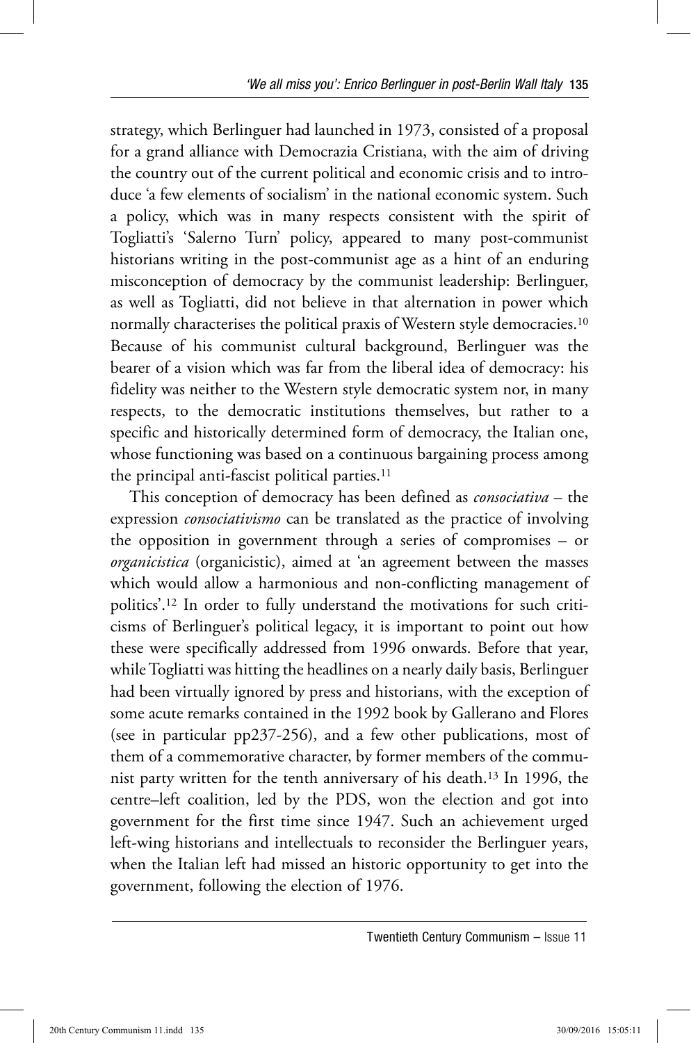strategy, which Berlinguer had launched in 1973, consisted of a proposal for a grand alliance with Democrazia Cristiana, with the aim of driving the country out of the current political and economic crisis and to introduce 'a few elements of socialism' in the national economic system. Such a policy, which was in many respects consistent with the spirit of Togliatti's 'Salerno Turn' policy, appeared to many post-communist historians writing in the post-communist age as a hint of an enduring misconception of democracy by the communist leadership: Berlinguer, as well as Togliatti, did not believe in that alternation in power which normally characterises the political praxis of Western style democracies.[10] Because of his communist cultural background, Berlinguer was the bearer of a vision which was far from the liberal idea of democracy: his fidelity was neither to the Western style democratic system nor, in many respects, to the democratic institutions themselves, but rather to a specific and historically determined form of democracy, the Italian one, whose functioning was based on a continuous bargaining process among the principal anti-fascist political parties.[11]

This conception of democracy has been defined as *consociativa* – the expression *consociativismo* can be translated as the practice of involving the opposition in government through a series of compromises – or *organicistica* (organicistic), aimed at 'an agreement between the masses which would allow a harmonious and non-conflicting management of politics'.[12] In order to fully understand the motivations for such criticisms of Berlinguer's political legacy, it is important to point out how these were specifically addressed from 1996 onwards. Before that year, while Togliatti was hitting the headlines on a nearly daily basis, Berlinguer had been virtually ignored by press and historians, with the exception of some acute remarks contained in the 1992 book by Gallerano and Flores (see in particular pp237-256), and a few other publications, most of them of a commemorative character, by former members of the communist party written for the tenth anniversary of his death.[13] In 1996, the centre–left coalition, led by the PDS, won the election and got into government for the first time since 1947. Such an achievement urged left-wing historians and intellectuals to reconsider the Berlinguer years, when the Italian left had missed an historic opportunity to get into the government, following the election of 1976.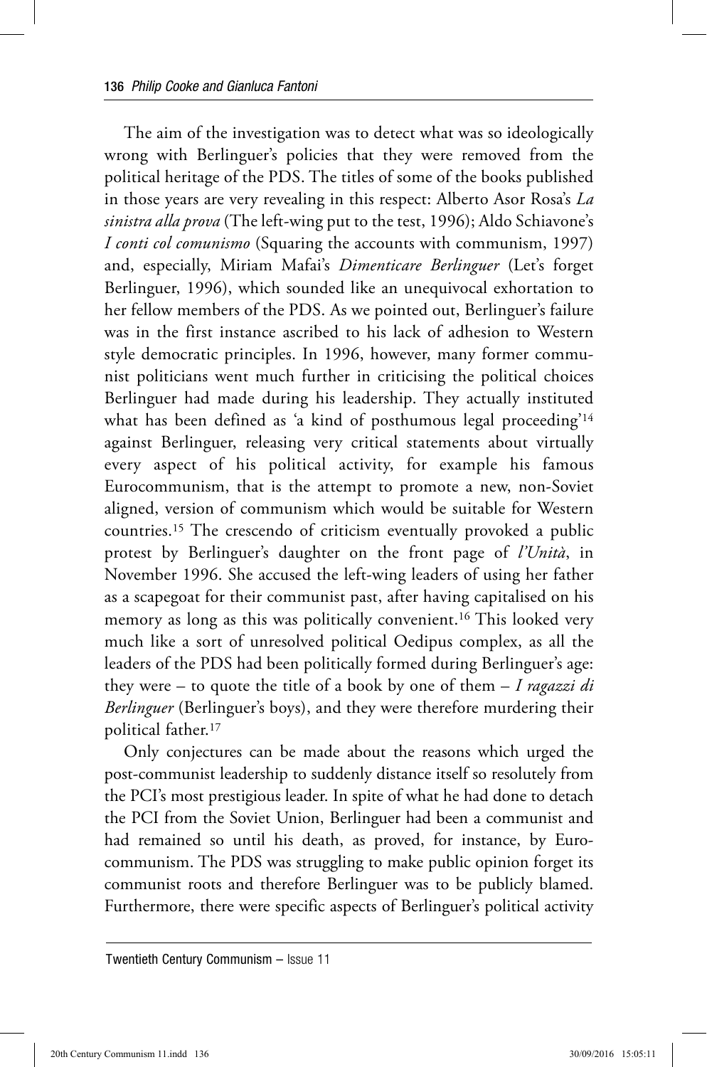The aim of the investigation was to detect what was so ideologically wrong with Berlinguer's policies that they were removed from the political heritage of the PDS. The titles of some of the books published in those years are very revealing in this respect: Alberto Asor Rosa's *La sinistra alla prova* (The left-wing put to the test, 1996); Aldo Schiavone's *I conti col comunismo* (Squaring the accounts with communism, 1997) and, especially, Miriam Mafai's *Dimenticare Berlinguer* (Let's forget Berlinguer, 1996), which sounded like an unequivocal exhortation to her fellow members of the PDS. As we pointed out, Berlinguer's failure was in the first instance ascribed to his lack of adhesion to Western style democratic principles. In 1996, however, many former communist politicians went much further in criticising the political choices Berlinguer had made during his leadership. They actually instituted what has been defined as 'a kind of posthumous legal proceeding'[14] against Berlinguer, releasing very critical statements about virtually every aspect of his political activity, for example his famous Eurocommunism, that is the attempt to promote a new, non-Soviet aligned, version of communism which would be suitable for Western countries.[15] The crescendo of criticism eventually provoked a public protest by Berlinguer's daughter on the front page of *l'Unità*, in November 1996. She accused the left-wing leaders of using her father as a scapegoat for their communist past, after having capitalised on his memory as long as this was politically convenient.[16] This looked very much like a sort of unresolved political Oedipus complex, as all the leaders of the PDS had been politically formed during Berlinguer's age: they were – to quote the title of a book by one of them – *I ragazzi di Berlinguer* (Berlinguer's boys), and they were therefore murdering their political father.[17]

Only conjectures can be made about the reasons which urged the post-communist leadership to suddenly distance itself so resolutely from the PCI's most prestigious leader. In spite of what he had done to detach the PCI from the Soviet Union, Berlinguer had been a communist and had remained so until his death, as proved, for instance, by Eurocommunism. The PDS was struggling to make public opinion forget its communist roots and therefore Berlinguer was to be publicly blamed. Furthermore, there were specific aspects of Berlinguer's political activity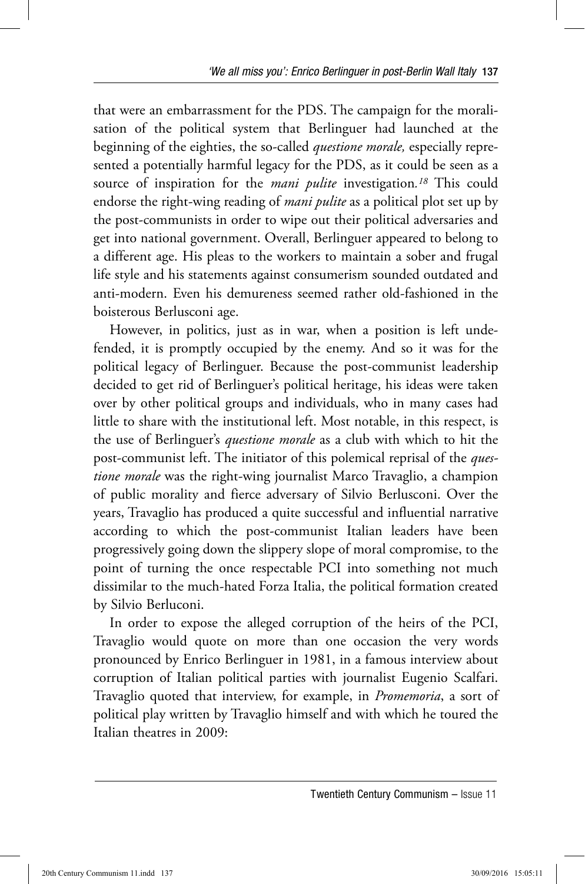that were an embarrassment for the PDS. The campaign for the moralisation of the political system that Berlinguer had launched at the beginning of the eighties, the so-called *questione morale,* especially represented a potentially harmful legacy for the PDS, as it could be seen as a source of inspiration for the *mani pulite* investigation.[18] This could endorse the right-wing reading of *mani pulite* as a political plot set up by the post-communists in order to wipe out their political adversaries and get into national government. Overall, Berlinguer appeared to belong to a different age. His pleas to the workers to maintain a sober and frugal life style and his statements against consumerism sounded outdated and anti-modern. Even his demureness seemed rather old-fashioned in the boisterous Berlusconi age.

However, in politics, just as in war, when a position is left undefended, it is promptly occupied by the enemy. And so it was for the political legacy of Berlinguer. Because the post-communist leadership decided to get rid of Berlinguer's political heritage, his ideas were taken over by other political groups and individuals, who in many cases had little to share with the institutional left. Most notable, in this respect, is the use of Berlinguer's *questione morale* as a club with which to hit the post-communist left. The initiator of this polemical reprisal of the *questione morale* was the right-wing journalist Marco Travaglio, a champion of public morality and fierce adversary of Silvio Berlusconi. Over the years, Travaglio has produced a quite successful and influential narrative according to which the post-communist Italian leaders have been progressively going down the slippery slope of moral compromise, to the point of turning the once respectable PCI into something not much dissimilar to the much-hated Forza Italia, the political formation created by Silvio Berluconi.

In order to expose the alleged corruption of the heirs of the PCI, Travaglio would quote on more than one occasion the very words pronounced by Enrico Berlinguer in 1981, in a famous interview about corruption of Italian political parties with journalist Eugenio Scalfari. Travaglio quoted that interview, for example, in *Promemoria*, a sort of political play written by Travaglio himself and with which he toured the Italian theatres in 2009: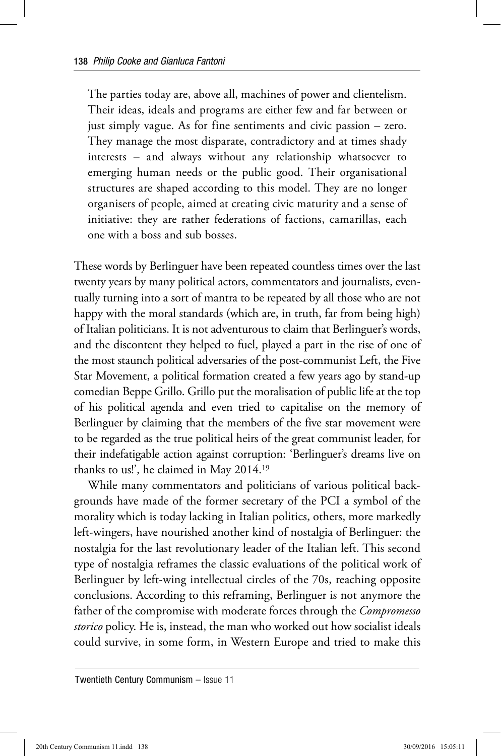> The parties today are, above all, machines of power and clientelism. Their ideas, ideals and programs are either few and far between or just simply vague. As for fine sentiments and civic passion – zero. They manage the most disparate, contradictory and at times shady interests – and always without any relationship whatsoever to emerging human needs or the public good. Their organisational structures are shaped according to this model. They are no longer organisers of people, aimed at creating civic maturity and a sense of initiative: they are rather federations of factions, camarillas, each one with a boss and sub bosses.

These words by Berlinguer have been repeated countless times over the last twenty years by many political actors, commentators and journalists, eventually turning into a sort of mantra to be repeated by all those who are not happy with the moral standards (which are, in truth, far from being high) of Italian politicians. It is not adventurous to claim that Berlinguer's words, and the discontent they helped to fuel, played a part in the rise of one of the most staunch political adversaries of the post-communist Left, the Five Star Movement, a political formation created a few years ago by stand-up comedian Beppe Grillo. Grillo put the moralisation of public life at the top of his political agenda and even tried to capitalise on the memory of Berlinguer by claiming that the members of the five star movement were to be regarded as the true political heirs of the great communist leader, for their indefatigable action against corruption: 'Berlinguer's dreams live on thanks to us!', he claimed in May 2014.[19]

While many commentators and politicians of various political backgrounds have made of the former secretary of the PCI a symbol of the morality which is today lacking in Italian politics, others, more markedly left-wingers, have nourished another kind of nostalgia of Berlinguer: the nostalgia for the last revolutionary leader of the Italian left. This second type of nostalgia reframes the classic evaluations of the political work of Berlinguer by left-wing intellectual circles of the 70s, reaching opposite conclusions. According to this reframing, Berlinguer is not anymore the father of the compromise with moderate forces through the *Compromesso storico* policy. He is, instead, the man who worked out how socialist ideals could survive, in some form, in Western Europe and tried to make this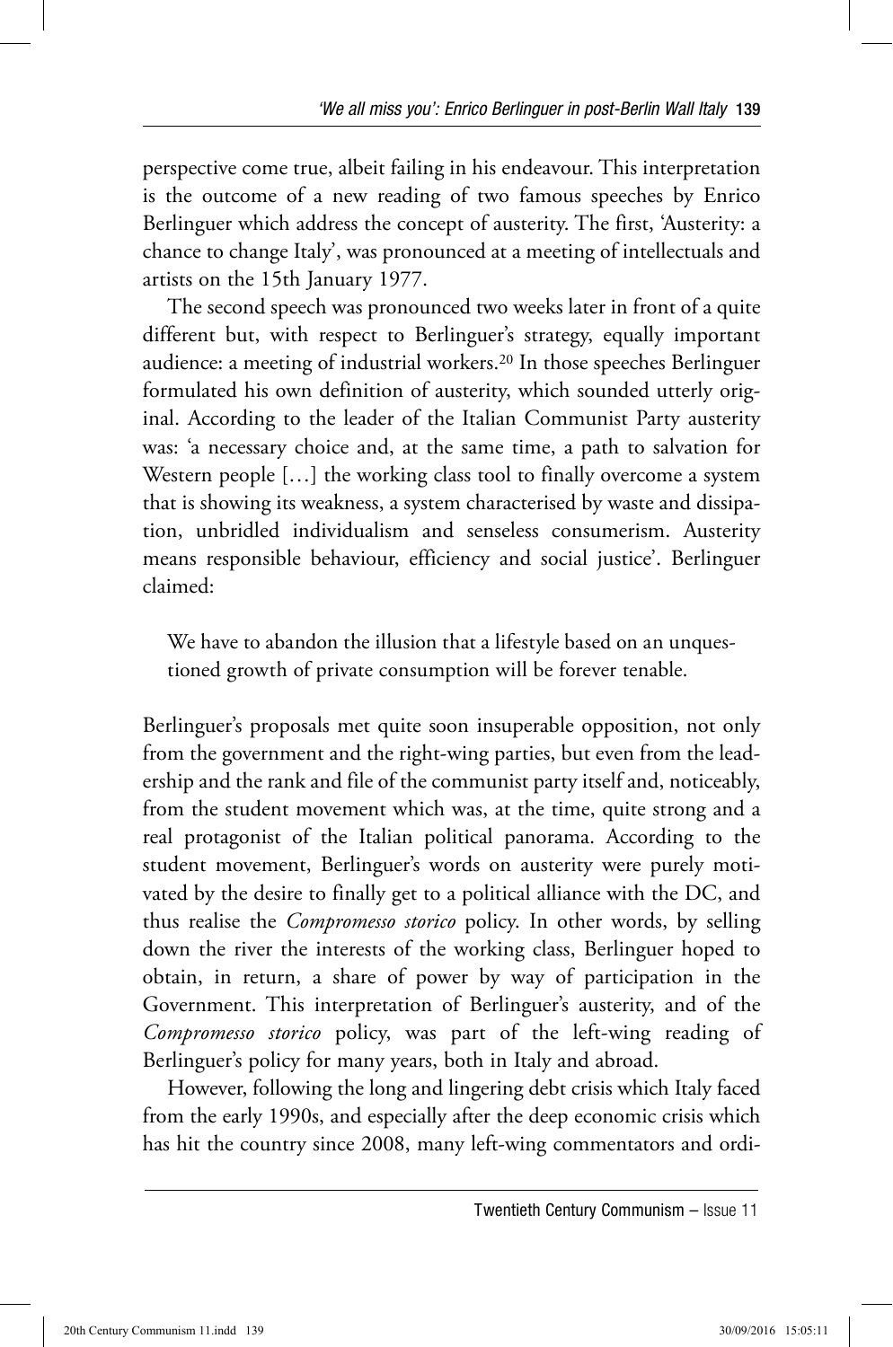perspective come true, albeit failing in his endeavour. This interpretation is the outcome of a new reading of two famous speeches by Enrico Berlinguer which address the concept of austerity. The first, 'Austerity: a chance to change Italy', was pronounced at a meeting of intellectuals and artists on the 15th January 1977.

The second speech was pronounced two weeks later in front of a quite different but, with respect to Berlinguer's strategy, equally important audience: a meeting of industrial workers.[20] In those speeches Berlinguer formulated his own definition of austerity, which sounded utterly original. According to the leader of the Italian Communist Party austerity was: 'a necessary choice and, at the same time, a path to salvation for Western people [...] the working class tool to finally overcome a system that is showing its weakness, a system characterised by waste and dissipation, unbridled individualism and senseless consumerism. Austerity means responsible behaviour, efficiency and social justice'. Berlinguer claimed:

> We have to abandon the illusion that a lifestyle based on an unquestioned growth of private consumption will be forever tenable.

Berlinguer's proposals met quite soon insuperable opposition, not only from the government and the right-wing parties, but even from the leadership and the rank and file of the communist party itself and, noticeably, from the student movement which was, at the time, quite strong and a real protagonist of the Italian political panorama. According to the student movement, Berlinguer's words on austerity were purely motivated by the desire to finally get to a political alliance with the DC, and thus realise the *Compromesso storico* policy. In other words, by selling down the river the interests of the working class, Berlinguer hoped to obtain, in return, a share of power by way of participation in the Government. This interpretation of Berlinguer's austerity, and of the *Compromesso storico* policy, was part of the left-wing reading of Berlinguer's policy for many years, both in Italy and abroad.

However, following the long and lingering debt crisis which Italy faced from the early 1990s, and especially after the deep economic crisis which has hit the country since 2008, many left-wing commentators and ordi-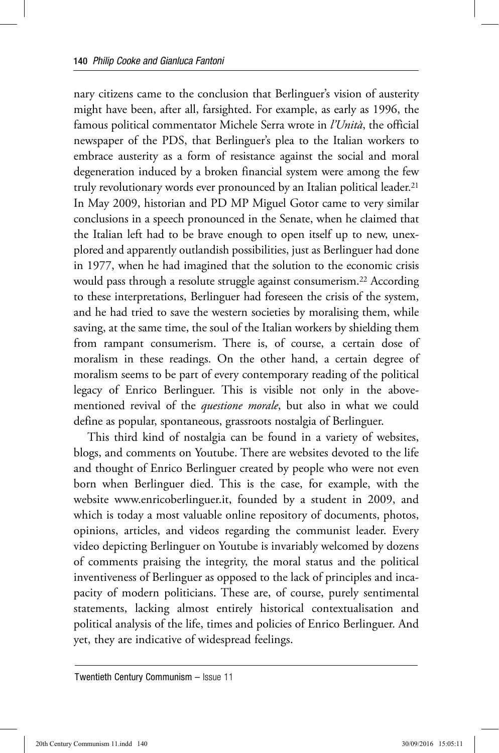nary citizens came to the conclusion that Berlinguer's vision of austerity might have been, after all, farsighted. For example, as early as 1996, the famous political commentator Michele Serra wrote in *l'Unità*, the official newspaper of the PDS, that Berlinguer's plea to the Italian workers to embrace austerity as a form of resistance against the social and moral degeneration induced by a broken financial system were among the few truly revolutionary words ever pronounced by an Italian political leader.[21] In May 2009, historian and PD MP Miguel Gotor came to very similar conclusions in a speech pronounced in the Senate, when he claimed that the Italian left had to be brave enough to open itself up to new, unexplored and apparently outlandish possibilities, just as Berlinguer had done in 1977, when he had imagined that the solution to the economic crisis would pass through a resolute struggle against consumerism.[22] According to these interpretations, Berlinguer had foreseen the crisis of the system, and he had tried to save the western societies by moralising them, while saving, at the same time, the soul of the Italian workers by shielding them from rampant consumerism. There is, of course, a certain dose of moralism in these readings. On the other hand, a certain degree of moralism seems to be part of every contemporary reading of the political legacy of Enrico Berlinguer. This is visible not only in the above-mentioned revival of the *questione morale*, but also in what we could define as popular, spontaneous, grassroots nostalgia of Berlinguer.

This third kind of nostalgia can be found in a variety of websites, blogs, and comments on Youtube. There are websites devoted to the life and thought of Enrico Berlinguer created by people who were not even born when Berlinguer died. This is the case, for example, with the website www.enricoberlinguer.it, founded by a student in 2009, and which is today a most valuable online repository of documents, photos, opinions, articles, and videos regarding the communist leader. Every video depicting Berlinguer on Youtube is invariably welcomed by dozens of comments praising the integrity, the moral status and the political inventiveness of Berlinguer as opposed to the lack of principles and incapacity of modern politicians. These are, of course, purely sentimental statements, lacking almost entirely historical contextualisation and political analysis of the life, times and policies of Enrico Berlinguer. And yet, they are indicative of widespread feelings.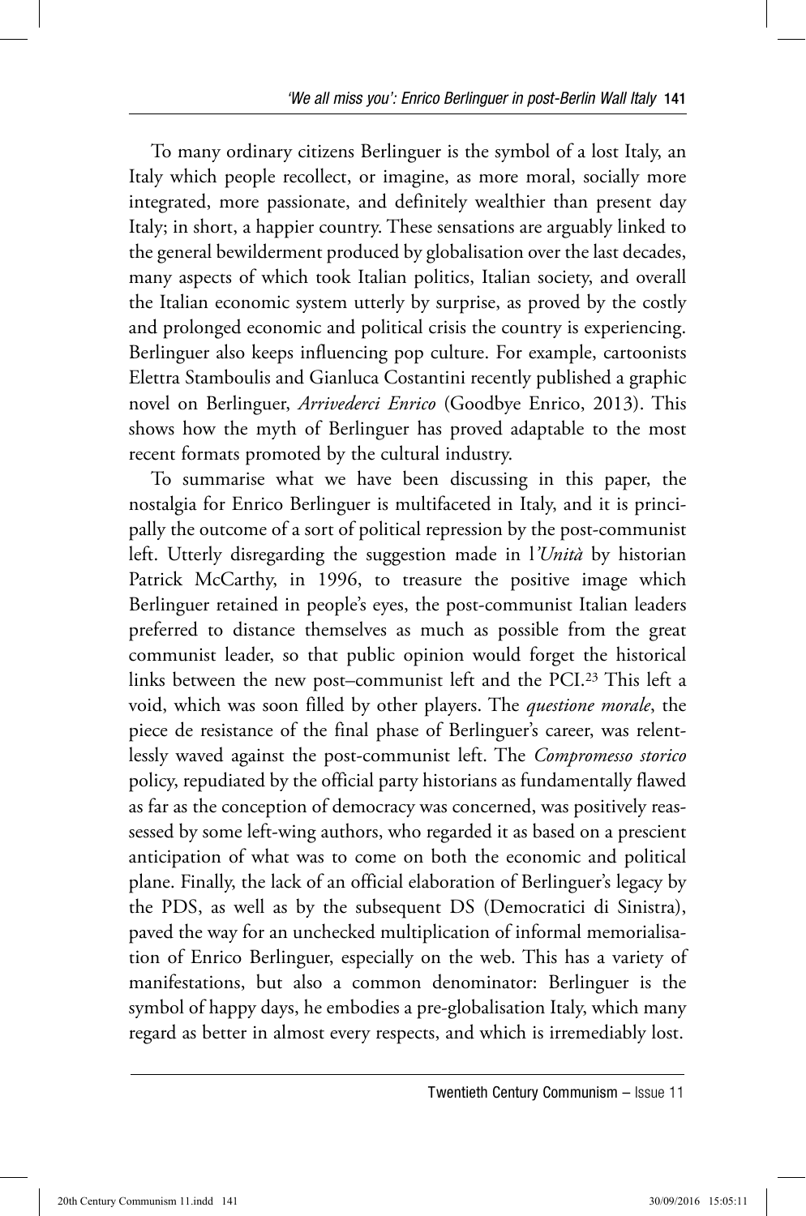To many ordinary citizens Berlinguer is the symbol of a lost Italy, an Italy which people recollect, or imagine, as more moral, socially more integrated, more passionate, and definitely wealthier than present day Italy; in short, a happier country. These sensations are arguably linked to the general bewilderment produced by globalisation over the last decades, many aspects of which took Italian politics, Italian society, and overall the Italian economic system utterly by surprise, as proved by the costly and prolonged economic and political crisis the country is experiencing. Berlinguer also keeps influencing pop culture. For example, cartoonists Elettra Stamboulis and Gianluca Costantini recently published a graphic novel on Berlinguer, *Arrivederci Enrico* (Goodbye Enrico, 2013). This shows how the myth of Berlinguer has proved adaptable to the most recent formats promoted by the cultural industry.

To summarise what we have been discussing in this paper, the nostalgia for Enrico Berlinguer is multifaceted in Italy, and it is principally the outcome of a sort of political repression by the post-communist left. Utterly disregarding the suggestion made in l*'Unità* by historian Patrick McCarthy, in 1996, to treasure the positive image which Berlinguer retained in people's eyes, the post-communist Italian leaders preferred to distance themselves as much as possible from the great communist leader, so that public opinion would forget the historical links between the new post–communist left and the PCI.[23] This left a void, which was soon filled by other players. The *questione morale*, the piece de resistance of the final phase of Berlinguer's career, was relentlessly waved against the post-communist left. The *Compromesso storico* policy, repudiated by the official party historians as fundamentally flawed as far as the conception of democracy was concerned, was positively reassessed by some left-wing authors, who regarded it as based on a prescient anticipation of what was to come on both the economic and political plane. Finally, the lack of an official elaboration of Berlinguer's legacy by the PDS, as well as by the subsequent DS (Democratici di Sinistra), paved the way for an unchecked multiplication of informal memorialisation of Enrico Berlinguer, especially on the web. This has a variety of manifestations, but also a common denominator: Berlinguer is the symbol of happy days, he embodies a pre-globalisation Italy, which many regard as better in almost every respects, and which is irremediably lost.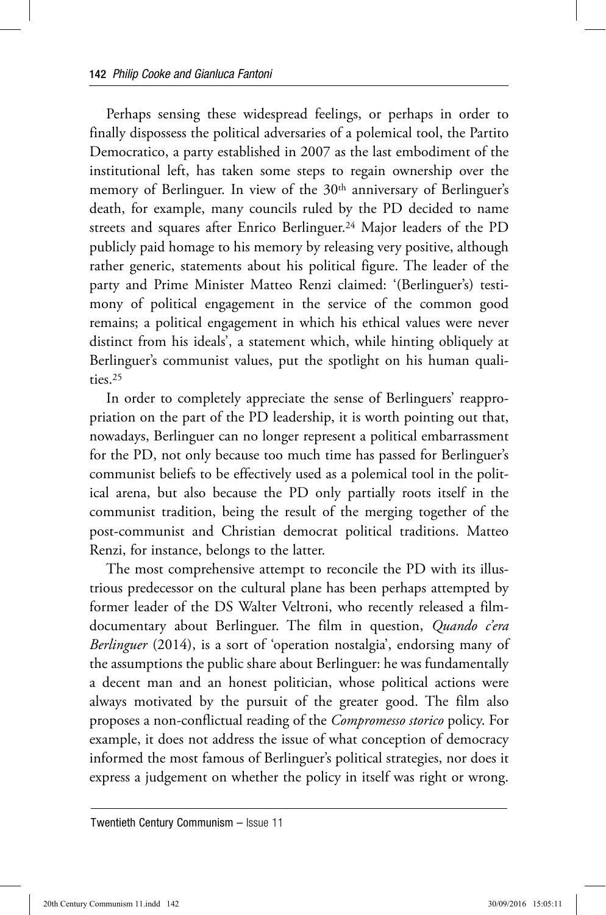Perhaps sensing these widespread feelings, or perhaps in order to finally dispossess the political adversaries of a polemical tool, the Partito Democratico, a party established in 2007 as the last embodiment of the institutional left, has taken some steps to regain ownership over the memory of Berlinguer. In view of the 30th anniversary of Berlinguer's death, for example, many councils ruled by the PD decided to name streets and squares after Enrico Berlinguer.[24] Major leaders of the PD publicly paid homage to his memory by releasing very positive, although rather generic, statements about his political figure. The leader of the party and Prime Minister Matteo Renzi claimed: '(Berlinguer's) testimony of political engagement in the service of the common good remains; a political engagement in which his ethical values were never distinct from his ideals', a statement which, while hinting obliquely at Berlinguer's communist values, put the spotlight on his human qualities.[25]

In order to completely appreciate the sense of Berlinguers' reappropriation on the part of the PD leadership, it is worth pointing out that, nowadays, Berlinguer can no longer represent a political embarrassment for the PD, not only because too much time has passed for Berlinguer's communist beliefs to be effectively used as a polemical tool in the political arena, but also because the PD only partially roots itself in the communist tradition, being the result of the merging together of the post-communist and Christian democrat political traditions. Matteo Renzi, for instance, belongs to the latter.

The most comprehensive attempt to reconcile the PD with its illustrious predecessor on the cultural plane has been perhaps attempted by former leader of the DS Walter Veltroni, who recently released a film-documentary about Berlinguer. The film in question, *Quando c'era Berlinguer* (2014), is a sort of 'operation nostalgia', endorsing many of the assumptions the public share about Berlinguer: he was fundamentally a decent man and an honest politician, whose political actions were always motivated by the pursuit of the greater good. The film also proposes a non-conflictual reading of the *Compromesso storico* policy. For example, it does not address the issue of what conception of democracy informed the most famous of Berlinguer's political strategies, nor does it express a judgement on whether the policy in itself was right or wrong.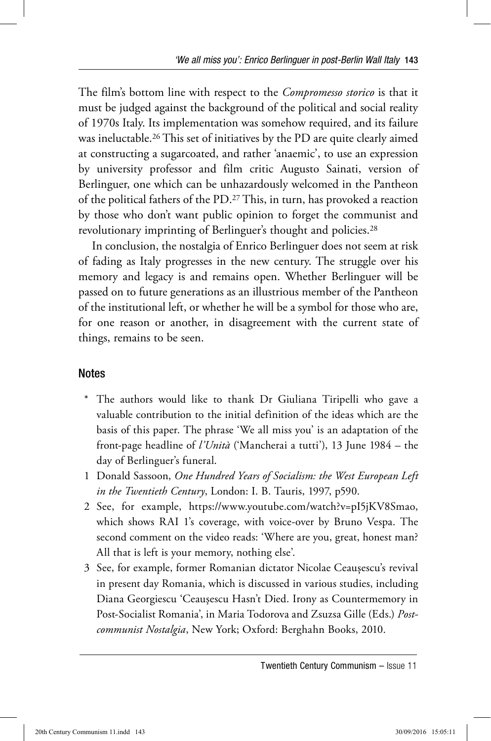The film's bottom line with respect to the *Compromesso storico* is that it must be judged against the background of the political and social reality of 1970s Italy. Its implementation was somehow required, and its failure was ineluctable.[26] This set of initiatives by the PD are quite clearly aimed at constructing a sugarcoated, and rather 'anaemic', to use an expression by university professor and film critic Augusto Sainati, version of Berlinguer, one which can be unhazardously welcomed in the Pantheon of the political fathers of the PD.[27] This, in turn, has provoked a reaction by those who don't want public opinion to forget the communist and revolutionary imprinting of Berlinguer's thought and policies.[28]

In conclusion, the nostalgia of Enrico Berlinguer does not seem at risk of fading as Italy progresses in the new century. The struggle over his memory and legacy is and remains open. Whether Berlinguer will be passed on to future generations as an illustrious member of the Pantheon of the institutional left, or whether he will be a symbol for those who are, for one reason or another, in disagreement with the current state of things, remains to be seen.

## Notes

\* The authors would like to thank Dr Giuliana Tiripelli who gave a valuable contribution to the initial definition of the ideas which are the basis of this paper. The phrase 'We all miss you' is an adaptation of the front-page headline of *l'Unità* ('Mancherai a tutti'), 13 June 1984 – the day of Berlinguer's funeral.

1 Donald Sassoon, *One Hundred Years of Socialism: the West European Left in the Twentieth Century*, London: I. B. Tauris, 1997, p590.

2 See, for example, https://www.youtube.com/watch?v=pI5jKV8Smao, which shows RAI 1's coverage, with voice-over by Bruno Vespa. The second comment on the video reads: 'Where are you, great, honest man? All that is left is your memory, nothing else'.

3 See, for example, former Romanian dictator Nicolae Ceaușescu's revival in present day Romania, which is discussed in various studies, including Diana Georgiescu 'Ceaușescu Hasn't Died. Irony as Countermemory in Post-Socialist Romania', in Maria Todorova and Zsuzsa Gille (Eds.) *Post-communist Nostalgia*, New York; Oxford: Berghahn Books, 2010.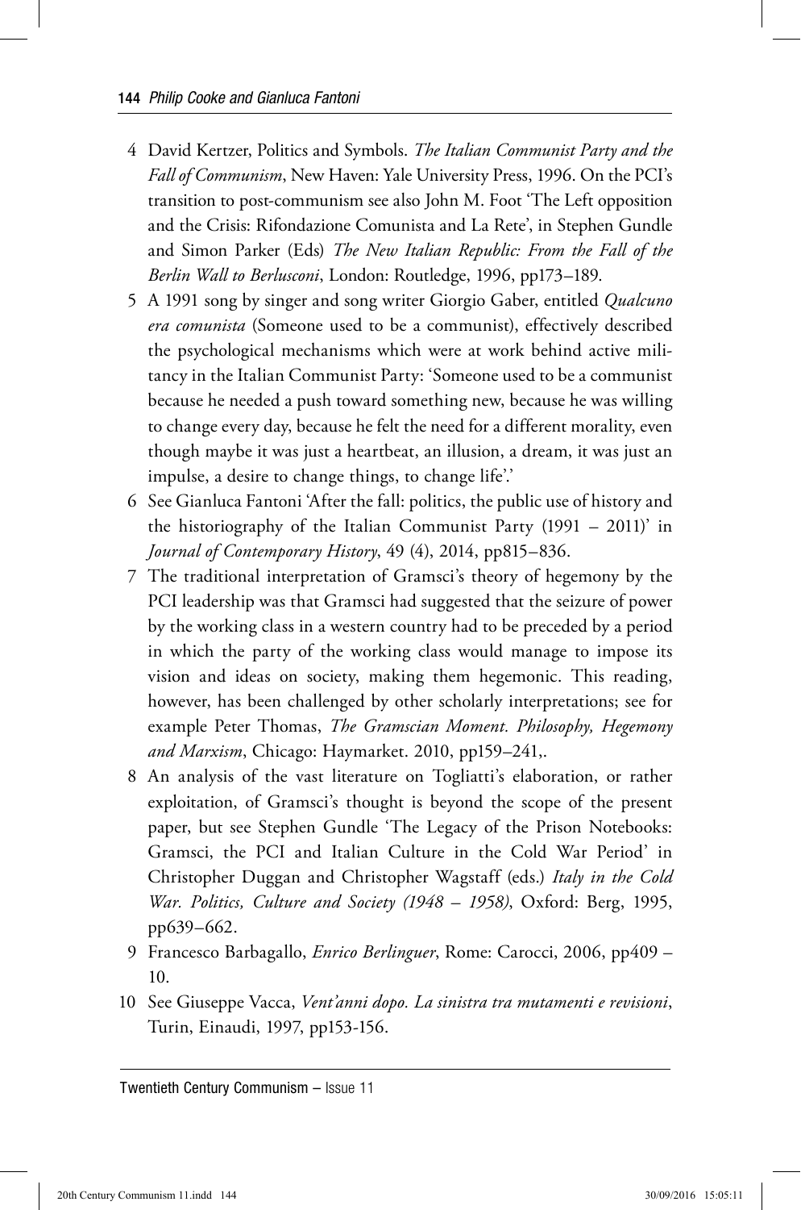4 David Kertzer, Politics and Symbols. *The Italian Communist Party and the Fall of Communism*, New Haven: Yale University Press, 1996. On the PCI's transition to post-communism see also John M. Foot 'The Left opposition and the Crisis: Rifondazione Comunista and La Rete', in Stephen Gundle and Simon Parker (Eds) *The New Italian Republic: From the Fall of the Berlin Wall to Berlusconi*, London: Routledge, 1996, pp173–189.

5 A 1991 song by singer and song writer Giorgio Gaber, entitled *Qualcuno era comunista* (Someone used to be a communist), effectively described the psychological mechanisms which were at work behind active militancy in the Italian Communist Party: 'Someone used to be a communist because he needed a push toward something new, because he was willing to change every day, because he felt the need for a different morality, even though maybe it was just a heartbeat, an illusion, a dream, it was just an impulse, a desire to change things, to change life'.'

6 See Gianluca Fantoni 'After the fall: politics, the public use of history and the historiography of the Italian Communist Party (1991 – 2011)' in *Journal of Contemporary History*, 49 (4), 2014, pp815–836.

7 The traditional interpretation of Gramsci's theory of hegemony by the PCI leadership was that Gramsci had suggested that the seizure of power by the working class in a western country had to be preceded by a period in which the party of the working class would manage to impose its vision and ideas on society, making them hegemonic. This reading, however, has been challenged by other scholarly interpretations; see for example Peter Thomas, *The Gramscian Moment. Philosophy, Hegemony and Marxism*, Chicago: Haymarket. 2010, pp159–241,.

8 An analysis of the vast literature on Togliatti's elaboration, or rather exploitation, of Gramsci's thought is beyond the scope of the present paper, but see Stephen Gundle 'The Legacy of the Prison Notebooks: Gramsci, the PCI and Italian Culture in the Cold War Period' in Christopher Duggan and Christopher Wagstaff (eds.) *Italy in the Cold War. Politics, Culture and Society (1948 – 1958)*, Oxford: Berg, 1995, pp639–662.

9 Francesco Barbagallo, *Enrico Berlinguer*, Rome: Carocci, 2006, pp409 – 10.

10 See Giuseppe Vacca, *Vent'anni dopo. La sinistra tra mutamenti e revisioni*, Turin, Einaudi, 1997, pp153-156.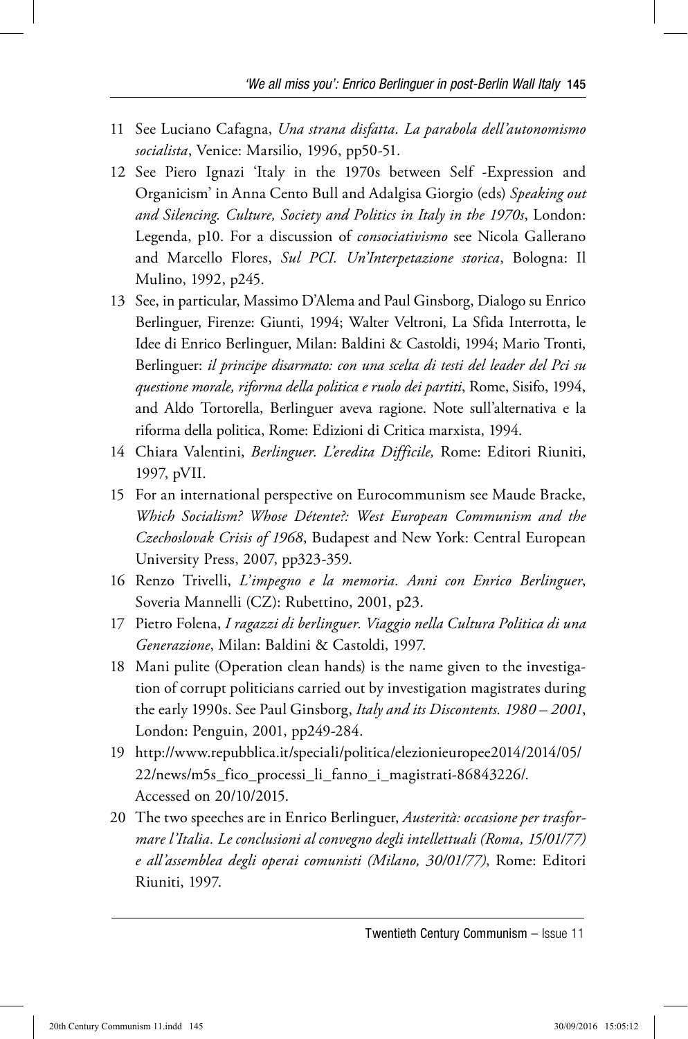11 See Luciano Cafagna, *Una strana disfatta. La parabola dell'autonomismo socialista*, Venice: Marsilio, 1996, pp50-51.

12 See Piero Ignazi 'Italy in the 1970s between Self -Expression and Organicism' in Anna Cento Bull and Adalgisa Giorgio (eds) *Speaking out and Silencing. Culture, Society and Politics in Italy in the 1970s*, London: Legenda, p10. For a discussion of *consociativismo* see Nicola Gallerano and Marcello Flores, *Sul PCI. Un'Interpetazione storica*, Bologna: Il Mulino, 1992, p245.

13 See, in particular, Massimo D'Alema and Paul Ginsborg, Dialogo su Enrico Berlinguer, Firenze: Giunti, 1994; Walter Veltroni, La Sfida Interrotta, le Idee di Enrico Berlinguer, Milan: Baldini & Castoldi, 1994; Mario Tronti, Berlinguer: *il principe disarmato: con una scelta di testi del leader del Pci su questione morale, riforma della politica e ruolo dei partiti*, Rome, Sisifo, 1994, and Aldo Tortorella, Berlinguer aveva ragione. Note sull'alternativa e la riforma della politica, Rome: Edizioni di Critica marxista, 1994.

14 Chiara Valentini, *Berlinguer. L'eredita Difficile,* Rome: Editori Riuniti, 1997, pVII.

15 For an international perspective on Eurocommunism see Maude Bracke, *Which Socialism? Whose Détente?: West European Communism and the Czechoslovak Crisis of 1968*, Budapest and New York: Central European University Press, 2007, pp323-359.

16 Renzo Trivelli, *L'impegno e la memoria. Anni con Enrico Berlinguer*, Soveria Mannelli (CZ): Rubettino, 2001, p23.

17 Pietro Folena, *I ragazzi di berlinguer. Viaggio nella Cultura Politica di una Generazione*, Milan: Baldini & Castoldi, 1997.

18 Mani pulite (Operation clean hands) is the name given to the investigation of corrupt politicians carried out by investigation magistrates during the early 1990s. See Paul Ginsborg, *Italy and its Discontents. 1980 – 2001*, London: Penguin, 2001, pp249-284.

19 http://www.repubblica.it/speciali/politica/elezionieuropee2014/2014/05/22/news/m5s_fico_processi_li_fanno_i_magistrati-86843226/. Accessed on 20/10/2015.

20 The two speeches are in Enrico Berlinguer, *Austerità: occasione per trasformare l'Italia. Le conclusioni al convegno degli intellettuali (Roma, 15/01/77) e all'assemblea degli operai comunisti (Milano, 30/01/77)*, Rome: Editori Riuniti, 1997.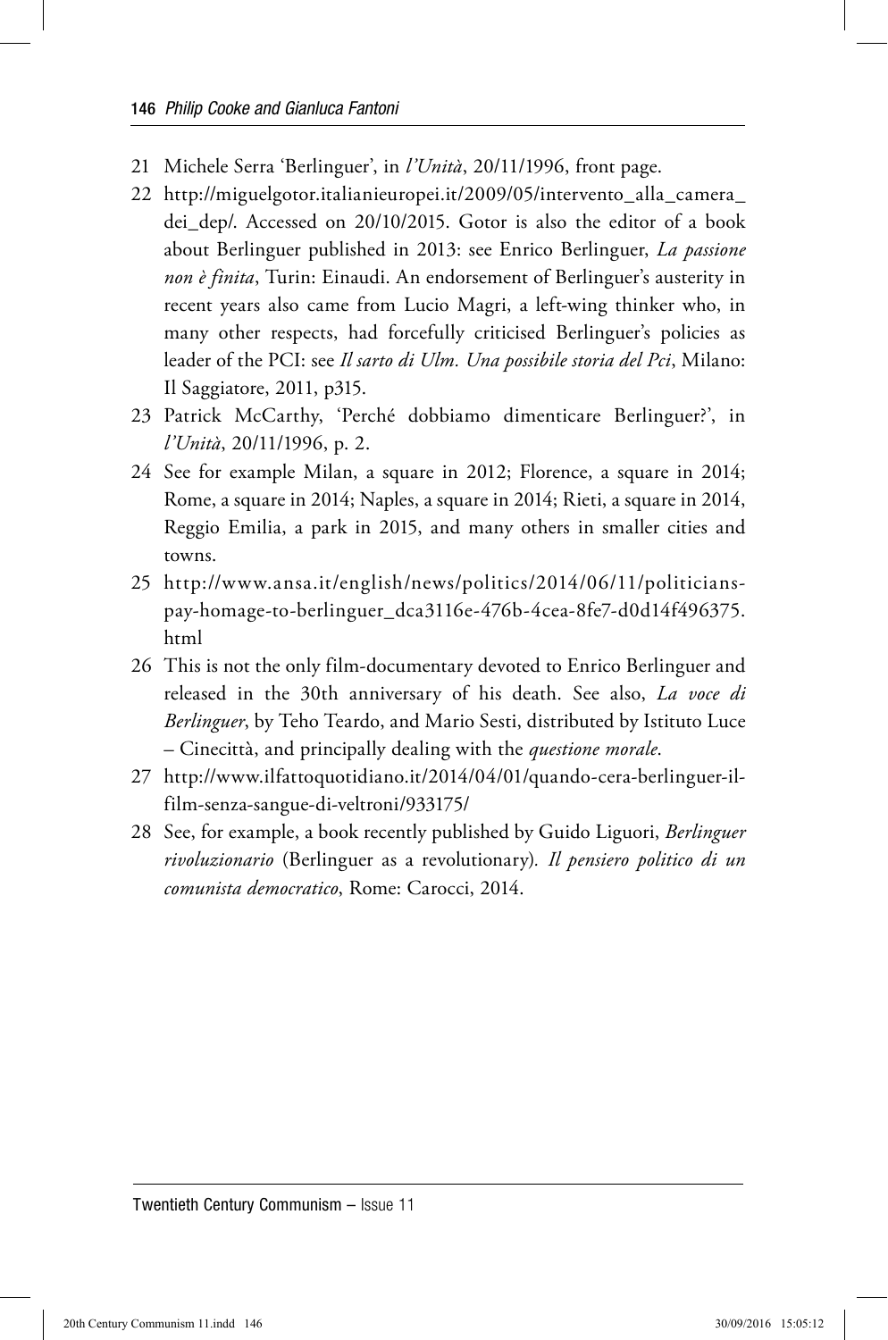21 Michele Serra 'Berlinguer', in *l'Unità*, 20/11/1996, front page.

22 http://miguelgotor.italianieuropei.it/2009/05/intervento_alla_camera_dei_dep/. Accessed on 20/10/2015. Gotor is also the editor of a book about Berlinguer published in 2013: see Enrico Berlinguer, *La passione non è finita*, Turin: Einaudi. An endorsement of Berlinguer's austerity in recent years also came from Lucio Magri, a left-wing thinker who, in many other respects, had forcefully criticised Berlinguer's policies as leader of the PCI: see *Il sarto di Ulm. Una possibile storia del Pci*, Milano: Il Saggiatore, 2011, p315.

23 Patrick McCarthy, 'Perché dobbiamo dimenticare Berlinguer?', in *l'Unità*, 20/11/1996, p. 2.

24 See for example Milan, a square in 2012; Florence, a square in 2014; Rome, a square in 2014; Naples, a square in 2014; Rieti, a square in 2014, Reggio Emilia, a park in 2015, and many others in smaller cities and towns.

25 http://www.ansa.it/english/news/politics/2014/06/11/politicians-pay-homage-to-berlinguer_dca3116e-476b-4cea-8fe7-d0d14f496375.html

26 This is not the only film-documentary devoted to Enrico Berlinguer and released in the 30th anniversary of his death. See also, *La voce di Berlinguer*, by Teho Teardo, and Mario Sesti, distributed by Istituto Luce – Cinecittà, and principally dealing with the *questione morale*.

27 http://www.ilfattoquotidiano.it/2014/04/01/quando-cera-berlinguer-il-film-senza-sangue-di-veltroni/933175/

28 See, for example, a book recently published by Guido Liguori, *Berlinguer rivoluzionario* (Berlinguer as a revolutionary). *Il pensiero politico di un comunista democratico*, Rome: Carocci, 2014.